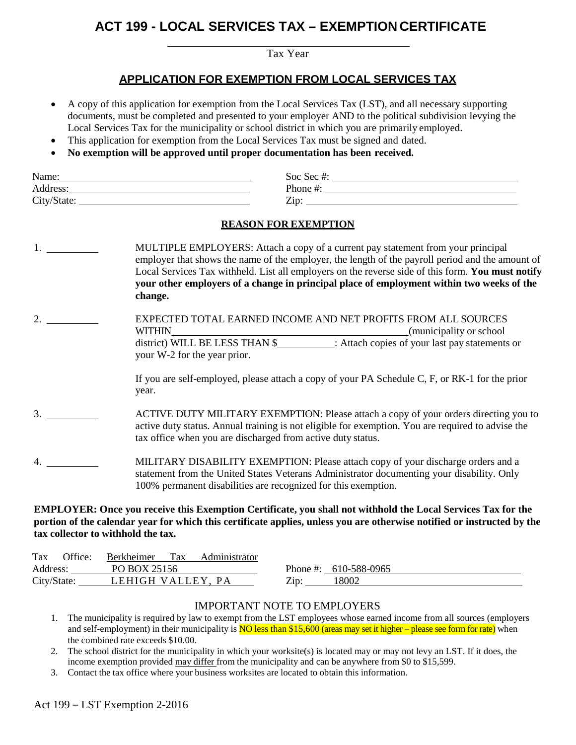# ACT 199 - LOCAL SERVICES TAX – EXEMPTION CERTIFICATE

\_\_\_\_\_\_\_\_\_\_\_\_\_\_\_\_\_\_\_\_\_\_\_\_\_\_\_\_\_\_\_\_

Tax Year

## APPLICATION FOR EXEMPTION FROM LOCAL SERVICES TAX

- A copy of this application for exemption from the Local Services Tax (LST), and all necessary supporting documents, must be completed and presented to your employer AND to the political subdivision levying the Local Services Tax for the municipality or school district in which you are primarily employed.
- This application for exemption from the Local Services Tax must be signed and dated.
- **No exemption will be approved until proper documentation has been received.**

Name: \_\_\_\_\_\_\_\_\_\_\_\_\_\_\_\_\_\_\_\_\_\_\_\_\_\_\_\_ Soc Sec #: \_\_\_\_\_\_\_\_\_\_\_\_\_\_\_\_\_\_\_\_\_\_\_\_\_\_\_\_

Address: \_\_\_\_\_\_\_\_\_\_\_\_\_\_\_\_\_\_\_\_\_\_\_\_\_\_\_\_ Phone #: \_\_\_\_\_\_\_\_\_\_\_\_\_\_\_\_\_\_\_\_\_\_\_\_\_\_\_\_

City/State: \_\_\_\_\_\_\_\_\_\_\_\_\_\_\_\_\_\_\_\_\_\_\_\_\_\_\_\_ Zip: \_\_\_\_\_\_\_\_\_\_\_\_\_\_\_\_\_\_\_\_\_\_\_\_\_\_\_\_

### REASON FOR EXEMPTION

1. \_\_\_\_\_\_\_\_\_\_ MULTIPLE EMPLOYERS: Attach a copy of a current pay statement from your principal employer that shows the name of the employer, the length of the payroll period and the amount of Local Services Tax withheld. List all employers on the reverse side of this form. **You must notify your other employers of a change in principal place of employment within two weeks of the change.**

2. \_\_\_\_\_\_\_\_\_\_ EXPECTED TOTAL EARNED INCOME AND NET PROFITS FROM ALL SOURCES WITHIN\_\_\_\_\_\_\_\_\_\_\_\_\_\_\_\_\_\_\_\_\_\_\_\_\_\_\_\_(municipality or school district) WILL BE LESS THAN $\_\_\_\_\_\_\_\_\_\_: Attach copies of your last pay statements or your W-2 for the year prior.

   If you are self-employed, please attach a copy of your PA Schedule C, F, or RK-1 for the prior year.

3. \_\_\_\_\_\_\_\_\_\_ ACTIVE DUTY MILITARY EXEMPTION: Please attach a copy of your orders directing you to active duty status. Annual training is not eligible for exemption. You are required to advise the tax office when you are discharged from active duty status.

4. \_\_\_\_\_\_\_\_\_\_ MILITARY DISABILITY EXEMPTION: Please attach copy of your discharge orders and a statement from the United States Veterans Administrator documenting your disability. Only 100% permanent disabilities are recognized for this exemption.

**EMPLOYER: Once you receive this Exemption Certificate, you shall not withhold the Local Services Tax for the portion of the calendar year for which this certificate applies, unless you are otherwise notified or instructed by the tax collector to withhold the tax.**

Tax Office: Berkheimer Tax Administrator

Address: PO BOX 25156 Phone #: 610-588-0965

City/State: LEHIGH VALLEY, PA Zip: 18002

### IMPORTANT NOTE TO EMPLOYERS

1. The municipality is required by law to exempt from the LST employees whose earned income from all sources (employers and self-employment) in their municipality is NO less than $15,600 (areas may set it higher – please see form for rate) when the combined rate exceeds $10.00.
2. The school district for the municipality in which your worksite(s) is located may or may not levy an LST. If it does, the income exemption provided may differ from the municipality and can be anywhere from $0 to $15,599.
3. Contact the tax office where your business worksites are located to obtain this information.

Act 199 – LST Exemption 2-2016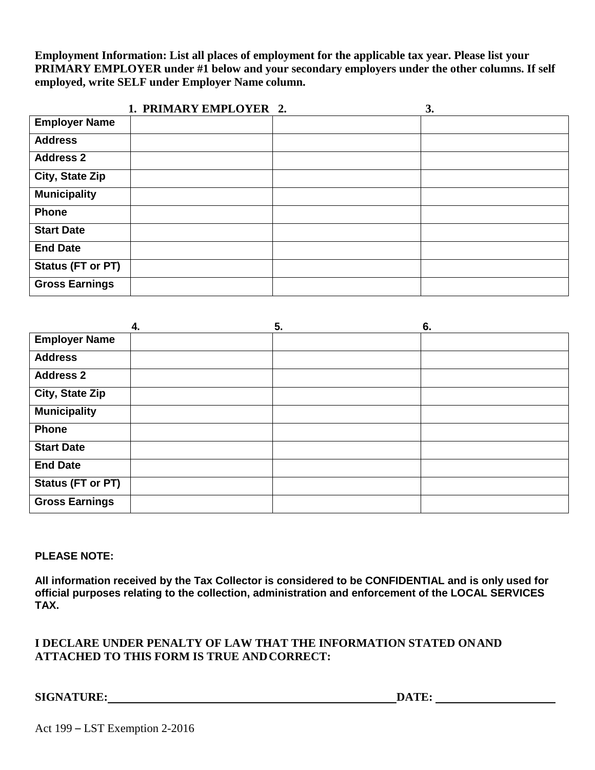**Employment Information: List all places of employment for the applicable tax year. Please list your PRIMARY EMPLOYER under #1 below and your secondary employers under the other columns. If self employed, write SELF under Employer Name column.**

| | **1. PRIMARY EMPLOYER** | **2.** | **3.** |
|---|---|---|---|
| **Employer Name** | | | |
| **Address** | | | |
| **Address 2** | | | |
| **City, State Zip** | | | |
| **Municipality** | | | |
| **Phone** | | | |
| **Start Date** | | | |
| **End Date** | | | |
| **Status (FT or PT)** | | | |
| **Gross Earnings** | | | |

| | **4.** | **5.** | **6.** |
|---|---|---|---|
| **Employer Name** | | | |
| **Address** | | | |
| **Address 2** | | | |
| **City, State Zip** | | | |
| **Municipality** | | | |
| **Phone** | | | |
| **Start Date** | | | |
| **End Date** | | | |
| **Status (FT or PT)** | | | |
| **Gross Earnings** | | | |

**PLEASE NOTE:**

**All information received by the Tax Collector is considered to be CONFIDENTIAL and is only used for official purposes relating to the collection, administration and enforcement of the LOCAL SERVICES TAX.**

**I DECLARE UNDER PENALTY OF LAW THAT THE INFORMATION STATED ON AND ATTACHED TO THIS FORM IS TRUE AND CORRECT:**

**SIGNATURE:**\_\_\_\_\_\_\_\_\_\_\_\_\_\_\_\_\_\_\_\_\_\_\_\_\_\_\_\_\_\_\_\_\_\_\_\_\_\_\_\_ **DATE:** \_\_\_\_\_\_\_\_\_\_\_\_\_\_\_\_\_\_\_\_

Act 199 – LST Exemption 2-2016